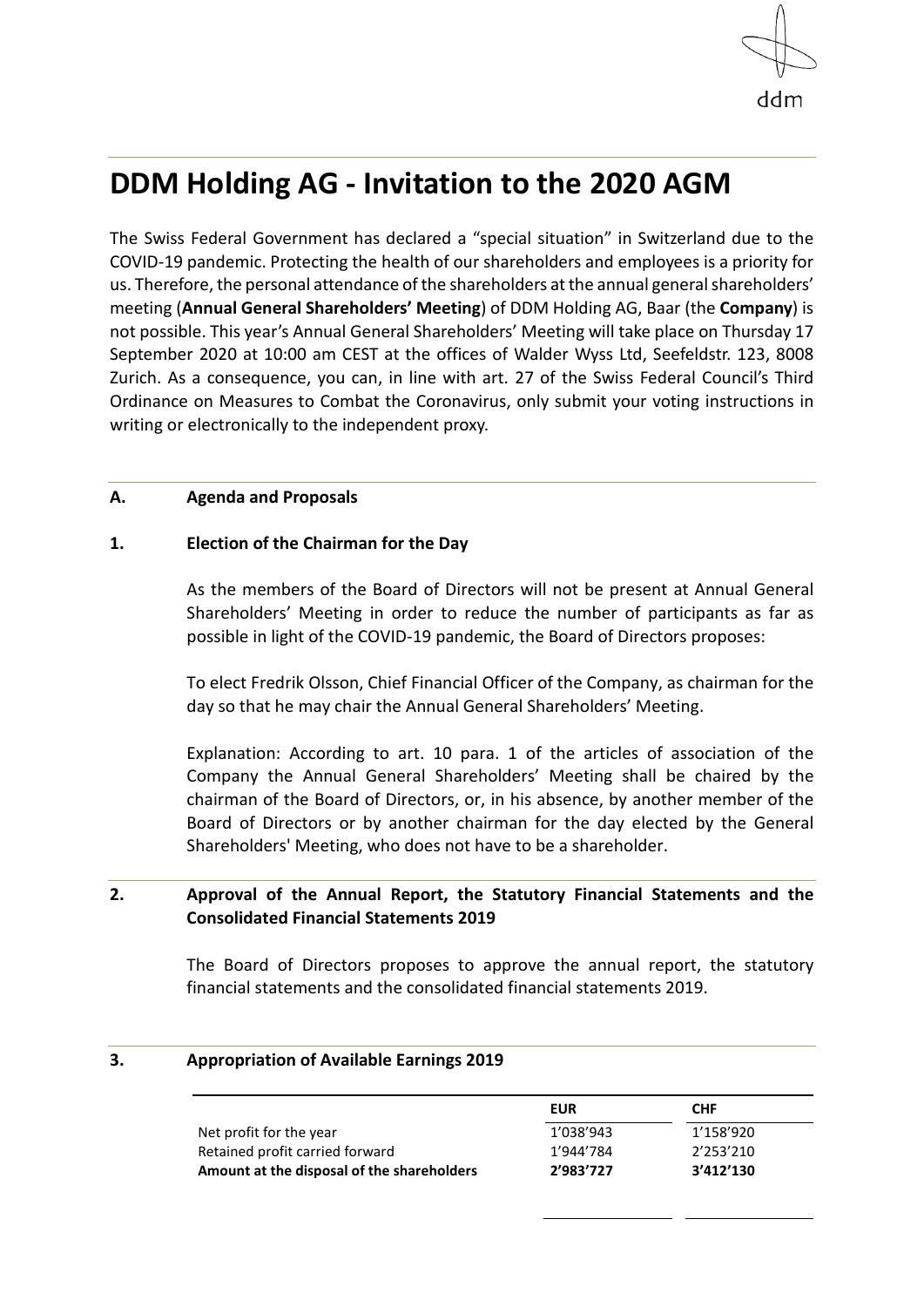# DDM Holding AG - Invitation to the 2020 AGM

The Swiss Federal Government has declared a "special situation" in Switzerland due to the COVID-19 pandemic. Protecting the health of our shareholders and employees is a priority for us. Therefore, the personal attendance of the shareholders at the annual general shareholders' meeting (**Annual General Shareholders' Meeting**) of DDM Holding AG, Baar (the **Company**) is not possible. This year's Annual General Shareholders' Meeting will take place on Thursday 17 September 2020 at 10:00 am CEST at the offices of Walder Wyss Ltd, Seefeldstr. 123, 8008 Zurich. As a consequence, you can, in line with art. 27 of the Swiss Federal Council's Third Ordinance on Measures to Combat the Coronavirus, only submit your voting instructions in writing or electronically to the independent proxy.

## A. Agenda and Proposals

### 1. Election of the Chairman for the Day

As the members of the Board of Directors will not be present at Annual General Shareholders' Meeting in order to reduce the number of participants as far as possible in light of the COVID-19 pandemic, the Board of Directors proposes:

To elect Fredrik Olsson, Chief Financial Officer of the Company, as chairman for the day so that he may chair the Annual General Shareholders' Meeting.

Explanation: According to art. 10 para. 1 of the articles of association of the Company the Annual General Shareholders' Meeting shall be chaired by the chairman of the Board of Directors, or, in his absence, by another member of the Board of Directors or by another chairman for the day elected by the General Shareholders' Meeting, who does not have to be a shareholder.

### 2. Approval of the Annual Report, the Statutory Financial Statements and the Consolidated Financial Statements 2019

The Board of Directors proposes to approve the annual report, the statutory financial statements and the consolidated financial statements 2019.

### 3. Appropriation of Available Earnings 2019

| | EUR | CHF |
|---|---|---|
| Net profit for the year | 1'038'943 | 1'158'920 |
| Retained profit carried forward | 1'944'784 | 2'253'210 |
| **Amount at the disposal of the shareholders** | **2'983'727** | **3'412'130** |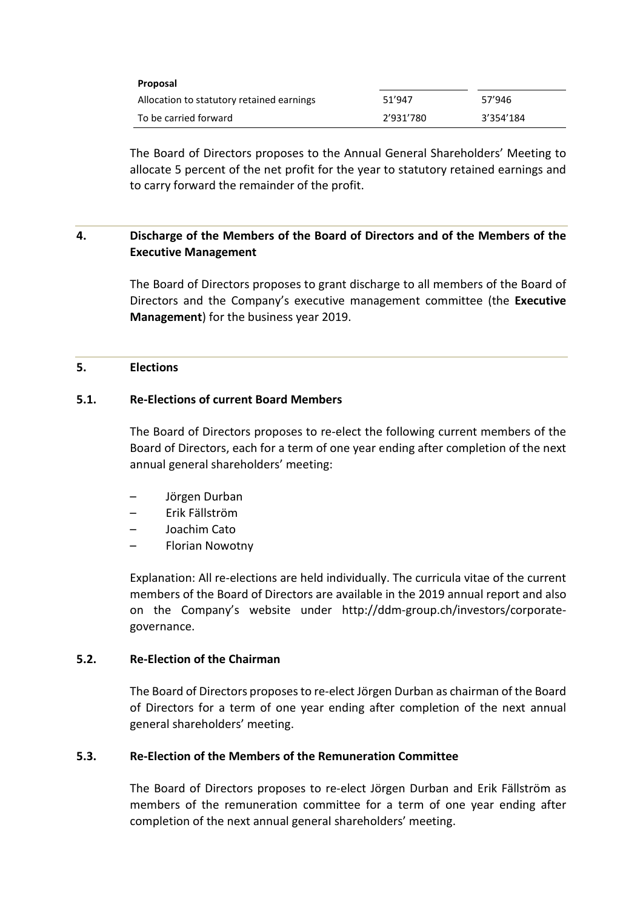| Proposal | | |
|---|---|---|
| Allocation to statutory retained earnings | 51'947 | 57'946 |
| To be carried forward | 2'931'780 | 3'354'184 |

The Board of Directors proposes to the Annual General Shareholders' Meeting to allocate 5 percent of the net profit for the year to statutory retained earnings and to carry forward the remainder of the profit.

## 4. Discharge of the Members of the Board of Directors and of the Members of the Executive Management

The Board of Directors proposes to grant discharge to all members of the Board of Directors and the Company's executive management committee (the **Executive Management**) for the business year 2019.

## 5. Elections

### 5.1. Re-Elections of current Board Members

The Board of Directors proposes to re-elect the following current members of the Board of Directors, each for a term of one year ending after completion of the next annual general shareholders' meeting:

- Jörgen Durban
- Erik Fällström
- Joachim Cato
- Florian Nowotny

Explanation: All re-elections are held individually. The curricula vitae of the current members of the Board of Directors are available in the 2019 annual report and also on the Company's website under http://ddm-group.ch/investors/corporate-governance.

### 5.2. Re-Election of the Chairman

The Board of Directors proposes to re-elect Jörgen Durban as chairman of the Board of Directors for a term of one year ending after completion of the next annual general shareholders' meeting.

### 5.3. Re-Election of the Members of the Remuneration Committee

The Board of Directors proposes to re-elect Jörgen Durban and Erik Fällström as members of the remuneration committee for a term of one year ending after completion of the next annual general shareholders' meeting.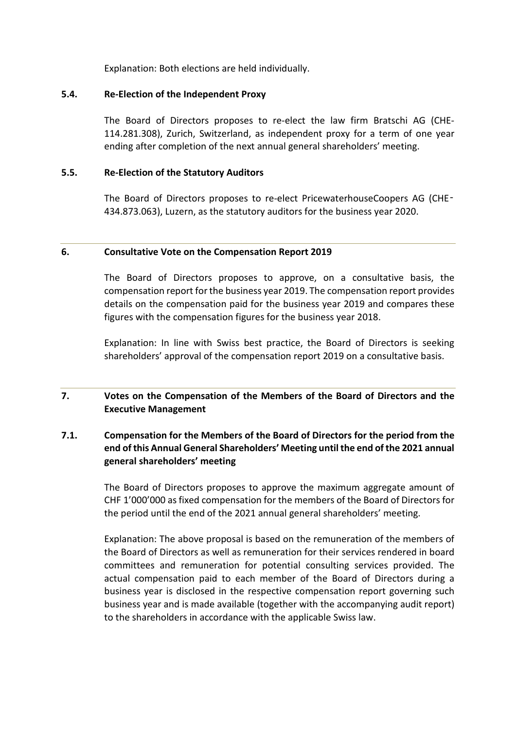Explanation: Both elections are held individually.

### 5.4. Re-Election of the Independent Proxy

The Board of Directors proposes to re-elect the law firm Bratschi AG (CHE-114.281.308), Zurich, Switzerland, as independent proxy for a term of one year ending after completion of the next annual general shareholders' meeting.

### 5.5. Re-Election of the Statutory Auditors

The Board of Directors proposes to re-elect PricewaterhouseCoopers AG (CHE-434.873.063), Luzern, as the statutory auditors for the business year 2020.

---

## 6. Consultative Vote on the Compensation Report 2019

The Board of Directors proposes to approve, on a consultative basis, the compensation report for the business year 2019. The compensation report provides details on the compensation paid for the business year 2019 and compares these figures with the compensation figures for the business year 2018.

Explanation: In line with Swiss best practice, the Board of Directors is seeking shareholders' approval of the compensation report 2019 on a consultative basis.

---

## 7. Votes on the Compensation of the Members of the Board of Directors and the Executive Management

### 7.1. Compensation for the Members of the Board of Directors for the period from the end of this Annual General Shareholders' Meeting until the end of the 2021 annual general shareholders' meeting

The Board of Directors proposes to approve the maximum aggregate amount of CHF 1'000'000 as fixed compensation for the members of the Board of Directors for the period until the end of the 2021 annual general shareholders' meeting.

Explanation: The above proposal is based on the remuneration of the members of the Board of Directors as well as remuneration for their services rendered in board committees and remuneration for potential consulting services provided. The actual compensation paid to each member of the Board of Directors during a business year is disclosed in the respective compensation report governing such business year and is made available (together with the accompanying audit report) to the shareholders in accordance with the applicable Swiss law.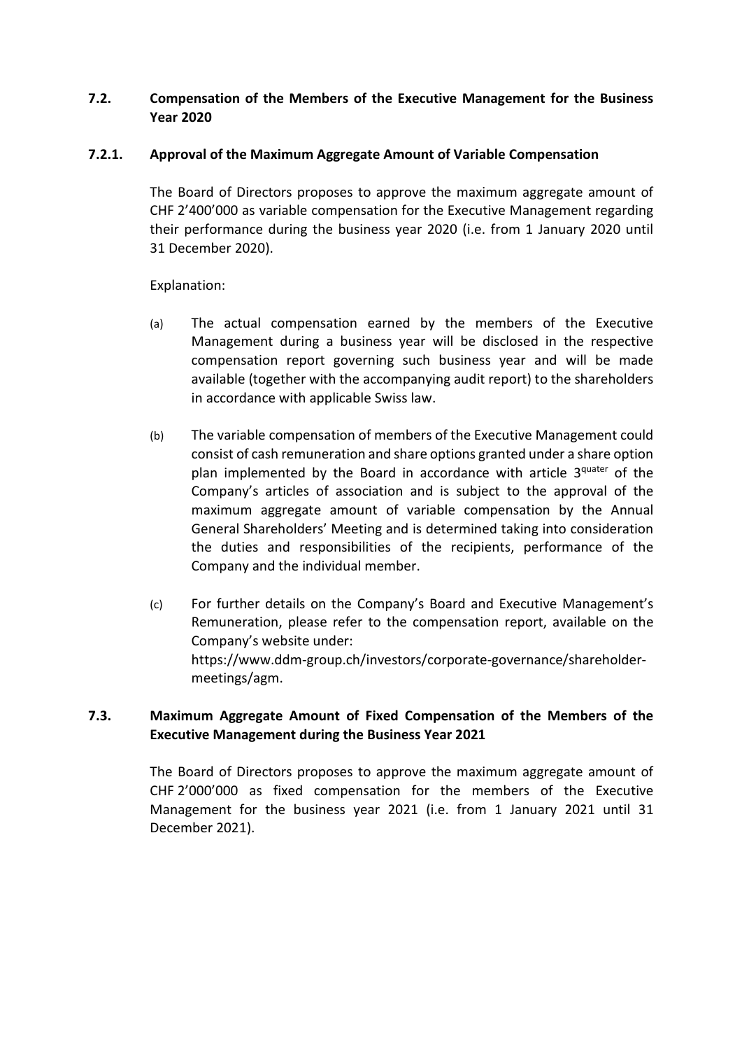## 7.2. Compensation of the Members of the Executive Management for the Business Year 2020

### 7.2.1. Approval of the Maximum Aggregate Amount of Variable Compensation

The Board of Directors proposes to approve the maximum aggregate amount of CHF 2'400'000 as variable compensation for the Executive Management regarding their performance during the business year 2020 (i.e. from 1 January 2020 until 31 December 2020).

Explanation:

(a) The actual compensation earned by the members of the Executive Management during a business year will be disclosed in the respective compensation report governing such business year and will be made available (together with the accompanying audit report) to the shareholders in accordance with applicable Swiss law.

(b) The variable compensation of members of the Executive Management could consist of cash remuneration and share options granted under a share option plan implemented by the Board in accordance with article $3^{quater}$ of the Company's articles of association and is subject to the approval of the maximum aggregate amount of variable compensation by the Annual General Shareholders' Meeting and is determined taking into consideration the duties and responsibilities of the recipients, performance of the Company and the individual member.

(c) For further details on the Company's Board and Executive Management's Remuneration, please refer to the compensation report, available on the Company's website under: https://www.ddm-group.ch/investors/corporate-governance/shareholder-meetings/agm.

## 7.3. Maximum Aggregate Amount of Fixed Compensation of the Members of the Executive Management during the Business Year 2021

The Board of Directors proposes to approve the maximum aggregate amount of CHF 2'000'000 as fixed compensation for the members of the Executive Management for the business year 2021 (i.e. from 1 January 2021 until 31 December 2021).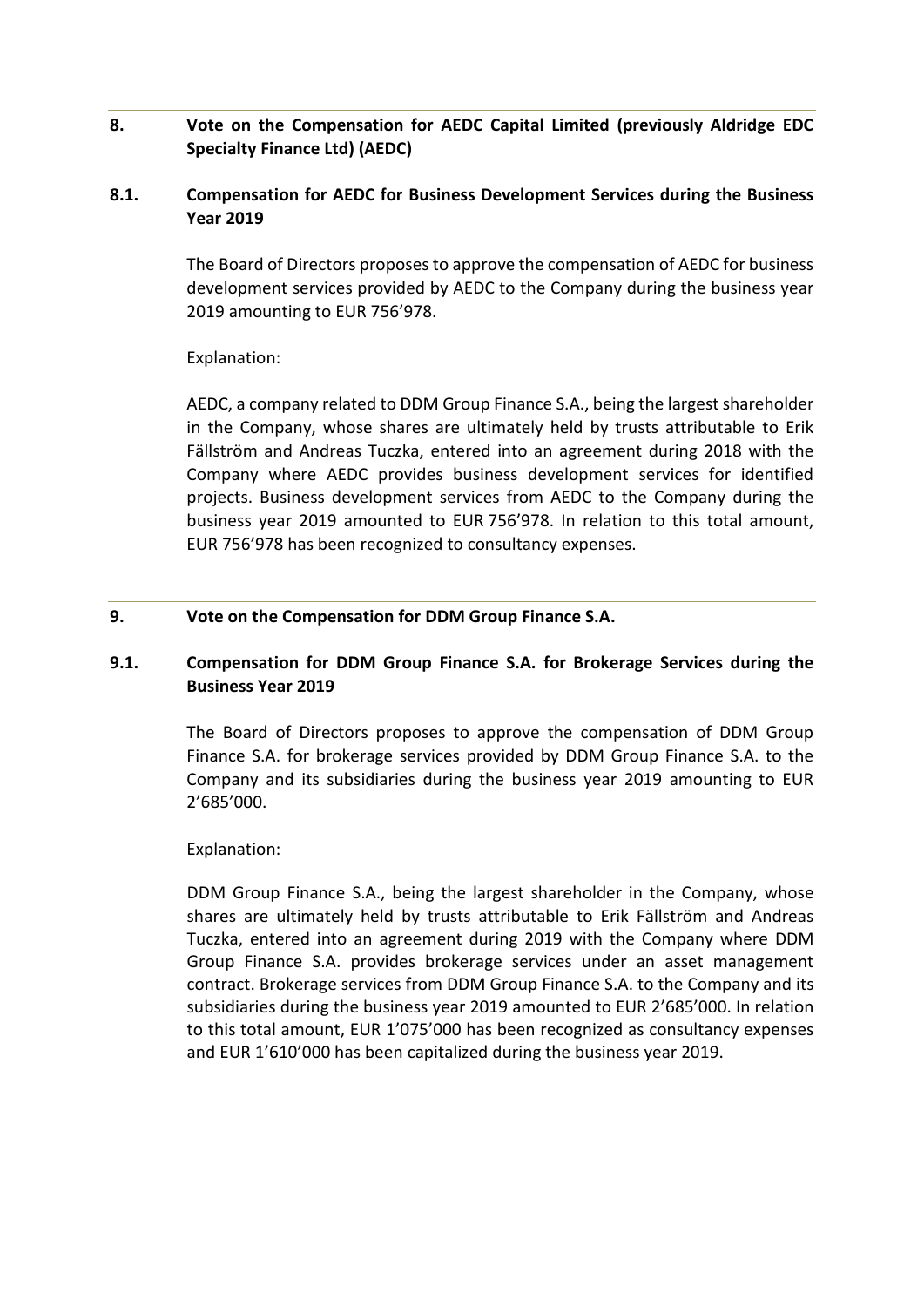## 8. Vote on the Compensation for AEDC Capital Limited (previously Aldridge EDC Specialty Finance Ltd) (AEDC)

### 8.1. Compensation for AEDC for Business Development Services during the Business Year 2019

The Board of Directors proposes to approve the compensation of AEDC for business development services provided by AEDC to the Company during the business year 2019 amounting to EUR 756'978.

Explanation:

AEDC, a company related to DDM Group Finance S.A., being the largest shareholder in the Company, whose shares are ultimately held by trusts attributable to Erik Fällström and Andreas Tuczka, entered into an agreement during 2018 with the Company where AEDC provides business development services for identified projects. Business development services from AEDC to the Company during the business year 2019 amounted to EUR 756'978. In relation to this total amount, EUR 756'978 has been recognized to consultancy expenses.

## 9. Vote on the Compensation for DDM Group Finance S.A.

### 9.1. Compensation for DDM Group Finance S.A. for Brokerage Services during the Business Year 2019

The Board of Directors proposes to approve the compensation of DDM Group Finance S.A. for brokerage services provided by DDM Group Finance S.A. to the Company and its subsidiaries during the business year 2019 amounting to EUR 2'685'000.

Explanation:

DDM Group Finance S.A., being the largest shareholder in the Company, whose shares are ultimately held by trusts attributable to Erik Fällström and Andreas Tuczka, entered into an agreement during 2019 with the Company where DDM Group Finance S.A. provides brokerage services under an asset management contract. Brokerage services from DDM Group Finance S.A. to the Company and its subsidiaries during the business year 2019 amounted to EUR 2'685'000. In relation to this total amount, EUR 1'075'000 has been recognized as consultancy expenses and EUR 1'610'000 has been capitalized during the business year 2019.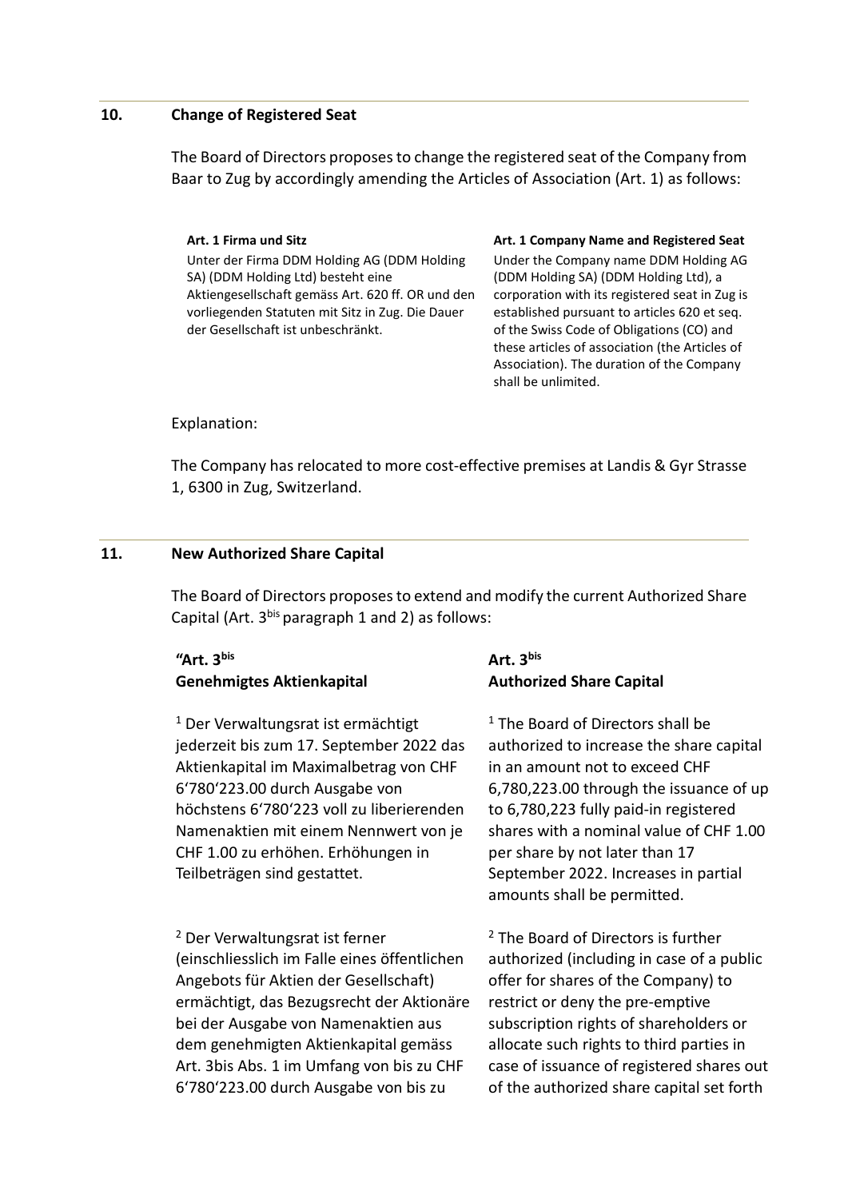## 10. Change of Registered Seat

The Board of Directors proposes to change the registered seat of the Company from Baar to Zug by accordingly amending the Articles of Association (Art. 1) as follows:

| **Art. 1 Firma und Sitz** | **Art. 1 Company Name and Registered Seat** |
|---|---|
| Unter der Firma DDM Holding AG (DDM Holding SA) (DDM Holding Ltd) besteht eine Aktiengesellschaft gemäss Art. 620 ff. OR und den vorliegenden Statuten mit Sitz in Zug. Die Dauer der Gesellschaft ist unbeschränkt. | Under the Company name DDM Holding AG (DDM Holding SA) (DDM Holding Ltd), a corporation with its registered seat in Zug is established pursuant to articles 620 et seq. of the Swiss Code of Obligations (CO) and these articles of association (the Articles of Association). The duration of the Company shall be unlimited. |

Explanation:

The Company has relocated to more cost-effective premises at Landis & Gyr Strasse 1, 6300 in Zug, Switzerland.

## 11. New Authorized Share Capital

The Board of Directors proposes to extend and modify the current Authorized Share Capital (Art. 3$^{bis}$ paragraph 1 and 2) as follows:

| **"Art. 3$^{bis}$ Genehmigtes Aktienkapital** | **Art. 3$^{bis}$ Authorized Share Capital** |
|---|---|
| [1] Der Verwaltungsrat ist ermächtigt jederzeit bis zum 17. September 2022 das Aktienkapital im Maximalbetrag von CHF 6'780'223.00 durch Ausgabe von höchstens 6'780'223 voll zu liberierenden Namenaktien mit einem Nennwert von je CHF 1.00 zu erhöhen. Erhöhungen in Teilbeträgen sind gestattet. | [1] The Board of Directors shall be authorized to increase the share capital in an amount not to exceed CHF 6,780,223.00 through the issuance of up to 6,780,223 fully paid-in registered shares with a nominal value of CHF 1.00 per share by not later than 17 September 2022. Increases in partial amounts shall be permitted. |
| [2] Der Verwaltungsrat ist ferner (einschliesslich im Falle eines öffentlichen Angebots für Aktien der Gesellschaft) ermächtigt, das Bezugsrecht der Aktionäre bei der Ausgabe von Namenaktien aus dem genehmigten Aktienkapital gemäss Art. 3bis Abs. 1 im Umfang von bis zu CHF 6'780'223.00 durch Ausgabe von bis zu | [2] The Board of Directors is further authorized (including in case of a public offer for shares of the Company) to restrict or deny the pre-emptive subscription rights of shareholders or allocate such rights to third parties in case of issuance of registered shares out of the authorized share capital set forth |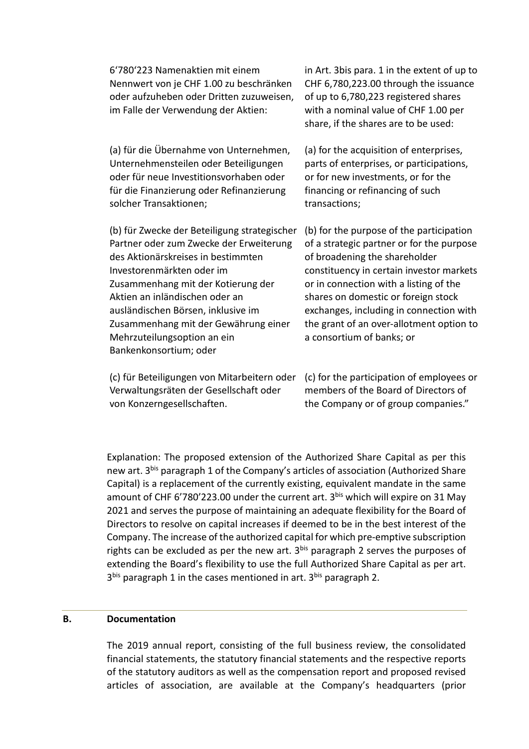| 6‘780‘223 Namenaktien mit einem Nennwert von je CHF 1.00 zu beschränken oder aufzuheben oder Dritten zuzuweisen, im Falle der Verwendung der Aktien: | in Art. 3bis para. 1 in the extent of up to CHF 6,780,223.00 through the issuance of up to 6,780,223 registered shares with a nominal value of CHF 1.00 per share, if the shares are to be used: |
|---|---|
| (a) für die Übernahme von Unternehmen, Unternehmensteilen oder Beteiligungen oder für neue Investitionsvorhaben oder für die Finanzierung oder Refinanzierung solcher Transaktionen; | (a) for the acquisition of enterprises, parts of enterprises, or participations, or for new investments, or for the financing or refinancing of such transactions; |
| (b) für Zwecke der Beteiligung strategischer Partner oder zum Zwecke der Erweiterung des Aktionärskreises in bestimmten Investorenmärkten oder im Zusammenhang mit der Kotierung der Aktien an inländischen oder an ausländischen Börsen, inklusive im Zusammenhang mit der Gewährung einer Mehrzuteilungsoption an ein Bankenkonsortium; oder | (b) for the purpose of the participation of a strategic partner or for the purpose of broadening the shareholder constituency in certain investor markets or in connection with a listing of the shares on domestic or foreign stock exchanges, including in connection with the grant of an over-allotment option to a consortium of banks; or |
| (c) für Beteiligungen von Mitarbeitern oder Verwaltungsräten der Gesellschaft oder von Konzerngesellschaften. | (c) for the participation of employees or members of the Board of Directors of the Company or of group companies.” |

Explanation: The proposed extension of the Authorized Share Capital as per this new art. 3bis paragraph 1 of the Company's articles of association (Authorized Share Capital) is a replacement of the currently existing, equivalent mandate in the same amount of CHF 6'780'223.00 under the current art. 3bis which will expire on 31 May 2021 and serves the purpose of maintaining an adequate flexibility for the Board of Directors to resolve on capital increases if deemed to be in the best interest of the Company. The increase of the authorized capital for which pre-emptive subscription rights can be excluded as per the new art. 3bis paragraph 2 serves the purposes of extending the Board's flexibility to use the full Authorized Share Capital as per art. 3bis paragraph 1 in the cases mentioned in art. 3bis paragraph 2.

## B. Documentation

The 2019 annual report, consisting of the full business review, the consolidated financial statements, the statutory financial statements and the respective reports of the statutory auditors as well as the compensation report and proposed revised articles of association, are available at the Company's headquarters (prior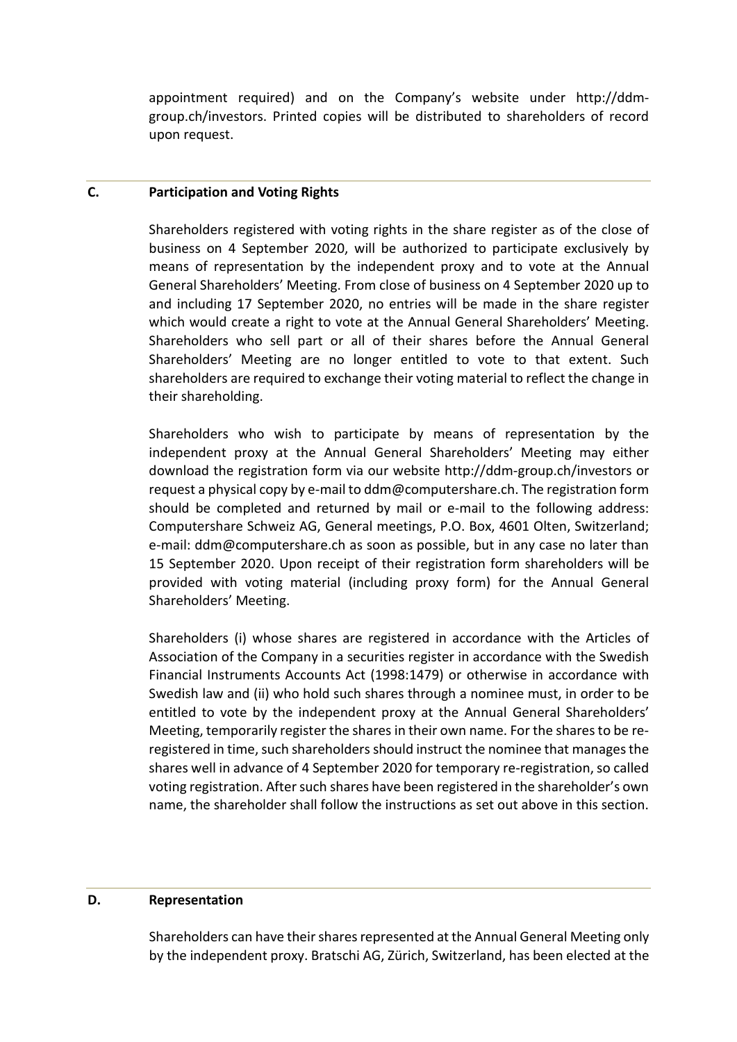appointment required) and on the Company's website under http://ddm-group.ch/investors. Printed copies will be distributed to shareholders of record upon request.

## C. Participation and Voting Rights

Shareholders registered with voting rights in the share register as of the close of business on 4 September 2020, will be authorized to participate exclusively by means of representation by the independent proxy and to vote at the Annual General Shareholders' Meeting. From close of business on 4 September 2020 up to and including 17 September 2020, no entries will be made in the share register which would create a right to vote at the Annual General Shareholders' Meeting. Shareholders who sell part or all of their shares before the Annual General Shareholders' Meeting are no longer entitled to vote to that extent. Such shareholders are required to exchange their voting material to reflect the change in their shareholding.

Shareholders who wish to participate by means of representation by the independent proxy at the Annual General Shareholders' Meeting may either download the registration form via our website http://ddm-group.ch/investors or request a physical copy by e-mail to ddm@computershare.ch. The registration form should be completed and returned by mail or e-mail to the following address: Computershare Schweiz AG, General meetings, P.O. Box, 4601 Olten, Switzerland; e-mail: ddm@computershare.ch as soon as possible, but in any case no later than 15 September 2020. Upon receipt of their registration form shareholders will be provided with voting material (including proxy form) for the Annual General Shareholders' Meeting.

Shareholders (i) whose shares are registered in accordance with the Articles of Association of the Company in a securities register in accordance with the Swedish Financial Instruments Accounts Act (1998:1479) or otherwise in accordance with Swedish law and (ii) who hold such shares through a nominee must, in order to be entitled to vote by the independent proxy at the Annual General Shareholders' Meeting, temporarily register the shares in their own name. For the shares to be re-registered in time, such shareholders should instruct the nominee that manages the shares well in advance of 4 September 2020 for temporary re-registration, so called voting registration. After such shares have been registered in the shareholder's own name, the shareholder shall follow the instructions as set out above in this section.

## D. Representation

Shareholders can have their shares represented at the Annual General Meeting only by the independent proxy. Bratschi AG, Zürich, Switzerland, has been elected at the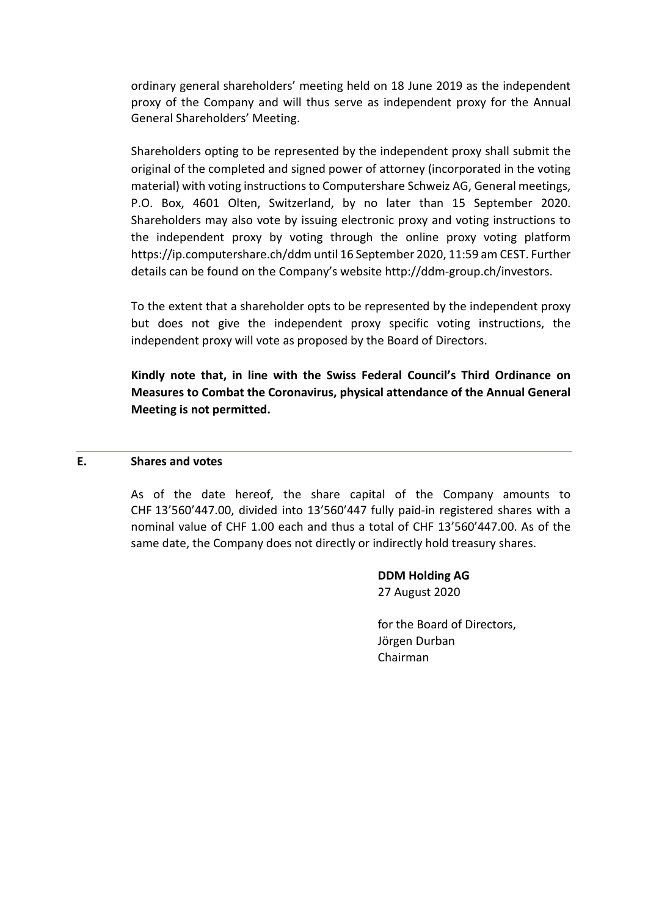ordinary general shareholders' meeting held on 18 June 2019 as the independent proxy of the Company and will thus serve as independent proxy for the Annual General Shareholders' Meeting.

Shareholders opting to be represented by the independent proxy shall submit the original of the completed and signed power of attorney (incorporated in the voting material) with voting instructions to Computershare Schweiz AG, General meetings, P.O. Box, 4601 Olten, Switzerland, by no later than 15 September 2020. Shareholders may also vote by issuing electronic proxy and voting instructions to the independent proxy by voting through the online proxy voting platform https://ip.computershare.ch/ddm until 16 September 2020, 11:59 am CEST. Further details can be found on the Company's website http://ddm-group.ch/investors.

To the extent that a shareholder opts to be represented by the independent proxy but does not give the independent proxy specific voting instructions, the independent proxy will vote as proposed by the Board of Directors.

**Kindly note that, in line with the Swiss Federal Council's Third Ordinance on Measures to Combat the Coronavirus, physical attendance of the Annual General Meeting is not permitted.**

## E. Shares and votes

As of the date hereof, the share capital of the Company amounts to CHF 13'560'447.00, divided into 13'560'447 fully paid-in registered shares with a nominal value of CHF 1.00 each and thus a total of CHF 13'560'447.00. As of the same date, the Company does not directly or indirectly hold treasury shares.

**DDM Holding AG**
27 August 2020

for the Board of Directors,
Jörgen Durban
Chairman